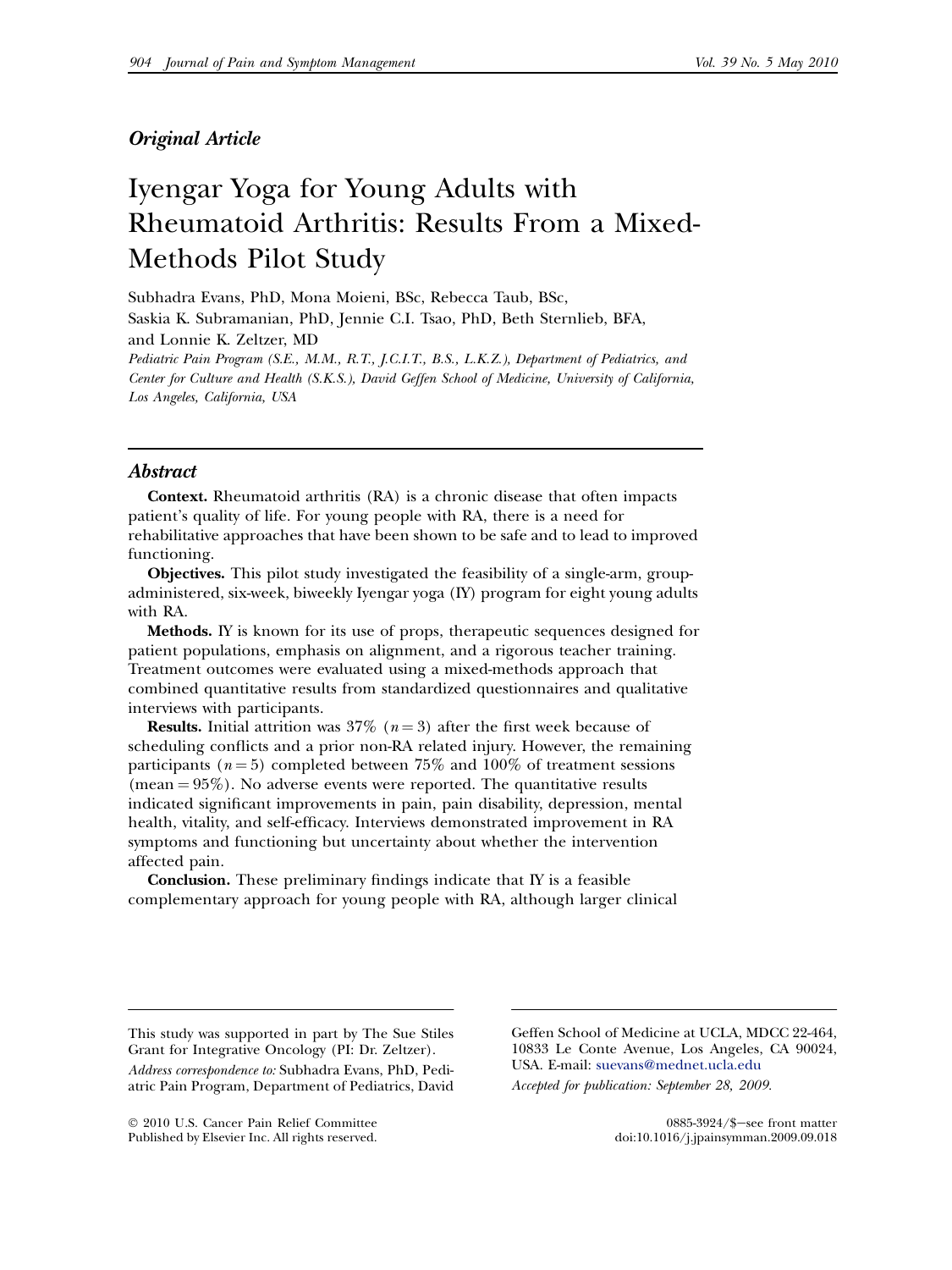*Original Article*

# Iyengar Yoga for Young Adults with Rheumatoid Arthritis: Results From a Mixed-Methods Pilot Study

Subhadra Evans, PhD, Mona Moieni, BSc, Rebecca Taub, BSc, Saskia K. Subramanian, PhD, Jennie C.I. Tsao, PhD, Beth Sternlieb, BFA, and Lonnie K. Zeltzer, MD

*Pediatric Pain Program (S.E., M.M., R.T., J.C.I.T., B.S., L.K.Z.), Department of Pediatrics, and Center for Culture and Health (S.K.S.), David Geffen School of Medicine, University of California, Los Angeles, California, USA*

## Abstract

**Context.** Rheumatoid arthritis (RA) is a chronic disease that often impacts patient's quality of life. For young people with RA, there is a need for rehabilitative approaches that have been shown to be safe and to lead to improved functioning.

**Objectives.** This pilot study investigated the feasibility of a single-arm, group-administered, six-week, biweekly Iyengar yoga (IY) program for eight young adults with RA.

**Methods.** IY is known for its use of props, therapeutic sequences designed for patient populations, emphasis on alignment, and a rigorous teacher training. Treatment outcomes were evaluated using a mixed-methods approach that combined quantitative results from standardized questionnaires and qualitative interviews with participants.

**Results.** Initial attrition was 37% ($n = 3$) after the first week because of scheduling conflicts and a prior non-RA related injury. However, the remaining participants ($n = 5$) completed between 75% and 100% of treatment sessions (mean = 95%). No adverse events were reported. The quantitative results indicated significant improvements in pain, pain disability, depression, mental health, vitality, and self-efficacy. Interviews demonstrated improvement in RA symptoms and functioning but uncertainty about whether the intervention affected pain.

**Conclusion.** These preliminary findings indicate that IY is a feasible complementary approach for young people with RA, although larger clinical

---

This study was supported in part by The Sue Stiles Grant for Integrative Oncology (PI: Dr. Zeltzer).

*Address correspondence to:* Subhadra Evans, PhD, Pediatric Pain Program, Department of Pediatrics, David Geffen School of Medicine at UCLA, MDCC 22-464, 10833 Le Conte Avenue, Los Angeles, CA 90024, USA. E-mail: suevans@mednet.ucla.edu

*Accepted for publication: September 28, 2009.*

© 2010 U.S. Cancer Pain Relief Committee
Published by Elsevier Inc. All rights reserved.

0885-3924/$—see front matter
doi:10.1016/j.jpainsymman.2009.09.018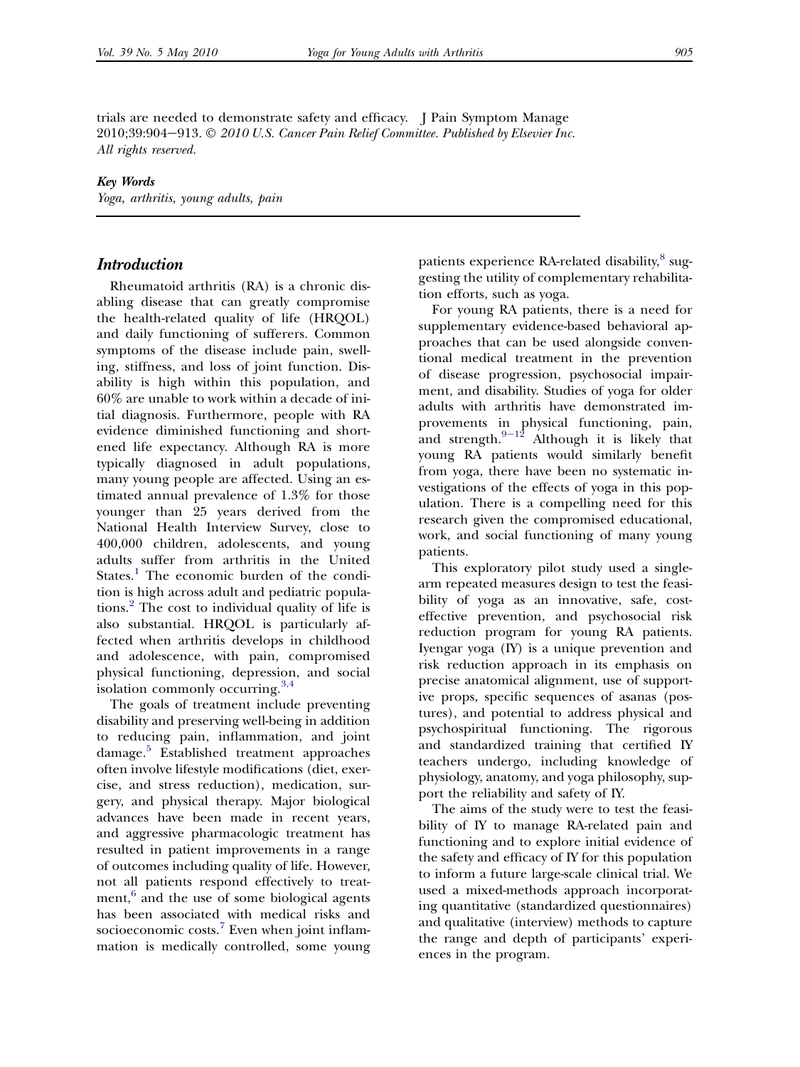trials are needed to demonstrate safety and efficacy. J Pain Symptom Manage 2010;39:904–913. © *2010 U.S. Cancer Pain Relief Committee. Published by Elsevier Inc. All rights reserved.*

***Key Words***

*Yoga, arthritis, young adults, pain*

## *Introduction*

Rheumatoid arthritis (RA) is a chronic disabling disease that can greatly compromise the health-related quality of life (HRQOL) and daily functioning of sufferers. Common symptoms of the disease include pain, swelling, stiffness, and loss of joint function. Disability is high within this population, and 60% are unable to work within a decade of initial diagnosis. Furthermore, people with RA evidence diminished functioning and shortened life expectancy. Although RA is more typically diagnosed in adult populations, many young people are affected. Using an estimated annual prevalence of 1.3% for those younger than 25 years derived from the National Health Interview Survey, close to 400,000 children, adolescents, and young adults suffer from arthritis in the United States.[1] The economic burden of the condition is high across adult and pediatric populations.[2] The cost to individual quality of life is also substantial. HRQOL is particularly affected when arthritis develops in childhood and adolescence, with pain, compromised physical functioning, depression, and social isolation commonly occurring.[3,4]

The goals of treatment include preventing disability and preserving well-being in addition to reducing pain, inflammation, and joint damage.[5] Established treatment approaches often involve lifestyle modifications (diet, exercise, and stress reduction), medication, surgery, and physical therapy. Major biological advances have been made in recent years, and aggressive pharmacologic treatment has resulted in patient improvements in a range of outcomes including quality of life. However, not all patients respond effectively to treatment,[6] and the use of some biological agents has been associated with medical risks and socioeconomic costs.[7] Even when joint inflammation is medically controlled, some young patients experience RA-related disability,[8] suggesting the utility of complementary rehabilitation efforts, such as yoga.

For young RA patients, there is a need for supplementary evidence-based behavioral approaches that can be used alongside conventional medical treatment in the prevention of disease progression, psychosocial impairment, and disability. Studies of yoga for older adults with arthritis have demonstrated improvements in physical functioning, pain, and strength.[9–12] Although it is likely that young RA patients would similarly benefit from yoga, there have been no systematic investigations of the effects of yoga in this population. There is a compelling need for this research given the compromised educational, work, and social functioning of many young patients.

This exploratory pilot study used a single-arm repeated measures design to test the feasibility of yoga as an innovative, safe, cost-effective prevention, and psychosocial risk reduction program for young RA patients. Iyengar yoga (IY) is a unique prevention and risk reduction approach in its emphasis on precise anatomical alignment, use of supportive props, specific sequences of asanas (postures), and potential to address physical and psychospiritual functioning. The rigorous and standardized training that certified IY teachers undergo, including knowledge of physiology, anatomy, and yoga philosophy, support the reliability and safety of IY.

The aims of the study were to test the feasibility of IY to manage RA-related pain and functioning and to explore initial evidence of the safety and efficacy of IY for this population to inform a future large-scale clinical trial. We used a mixed-methods approach incorporating quantitative (standardized questionnaires) and qualitative (interview) methods to capture the range and depth of participants' experiences in the program.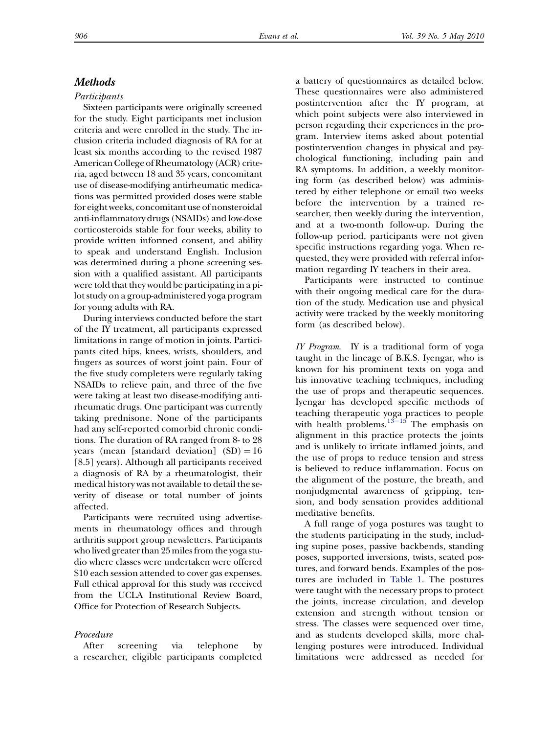## Methods

### Participants

Sixteen participants were originally screened for the study. Eight participants met inclusion criteria and were enrolled in the study. The inclusion criteria included diagnosis of RA for at least six months according to the revised 1987 American College of Rheumatology (ACR) criteria, aged between 18 and 35 years, concomitant use of disease-modifying antirheumatic medications was permitted provided doses were stable for eight weeks, concomitant use of nonsteroidal anti-inflammatory drugs (NSAIDs) and low-dose corticosteroids stable for four weeks, ability to provide written informed consent, and ability to speak and understand English. Inclusion was determined during a phone screening session with a qualified assistant. All participants were told that they would be participating in a pilot study on a group-administered yoga program for young adults with RA.

During interviews conducted before the start of the IY treatment, all participants expressed limitations in range of motion in joints. Participants cited hips, knees, wrists, shoulders, and fingers as sources of worst joint pain. Four of the five study completers were regularly taking NSAIDs to relieve pain, and three of the five were taking at least two disease-modifying antirheumatic drugs. One participant was currently taking prednisone. None of the participants had any self-reported comorbid chronic conditions. The duration of RA ranged from 8- to 28 years (mean [standard deviation] (SD) = 16 [8.5] years). Although all participants received a diagnosis of RA by a rheumatologist, their medical history was not available to detail the severity of disease or total number of joints affected.

Participants were recruited using advertisements in rheumatology offices and through arthritis support group newsletters. Participants who lived greater than 25 miles from the yoga studio where classes were undertaken were offered \$10 each session attended to cover gas expenses. Full ethical approval for this study was received from the UCLA Institutional Review Board, Office for Protection of Research Subjects.

### Procedure

After screening via telephone by a researcher, eligible participants completed a battery of questionnaires as detailed below. These questionnaires were also administered postintervention after the IY program, at which point subjects were also interviewed in person regarding their experiences in the program. Interview items asked about potential postintervention changes in physical and psychological functioning, including pain and RA symptoms. In addition, a weekly monitoring form (as described below) was administered by either telephone or email two weeks before the intervention by a trained researcher, then weekly during the intervention, and at a two-month follow-up. During the follow-up period, participants were not given specific instructions regarding yoga. When requested, they were provided with referral information regarding IY teachers in their area.

Participants were instructed to continue with their ongoing medical care for the duration of the study. Medication use and physical activity were tracked by the weekly monitoring form (as described below).

*IY Program.* IY is a traditional form of yoga taught in the lineage of B.K.S. Iyengar, who is known for his prominent texts on yoga and his innovative teaching techniques, including the use of props and therapeutic sequences. Iyengar has developed specific methods of teaching therapeutic yoga practices to people with health problems.[13–15] The emphasis on alignment in this practice protects the joints and is unlikely to irritate inflamed joints, and the use of props to reduce tension and stress is believed to reduce inflammation. Focus on the alignment of the posture, the breath, and nonjudgmental awareness of gripping, tension, and body sensation provides additional meditative benefits.

A full range of yoga postures was taught to the students participating in the study, including supine poses, passive backbends, standing poses, supported inversions, twists, seated postures, and forward bends. Examples of the postures are included in Table 1. The postures were taught with the necessary props to protect the joints, increase circulation, and develop extension and strength without tension or stress. The classes were sequenced over time, and as students developed skills, more challenging postures were introduced. Individual limitations were addressed as needed for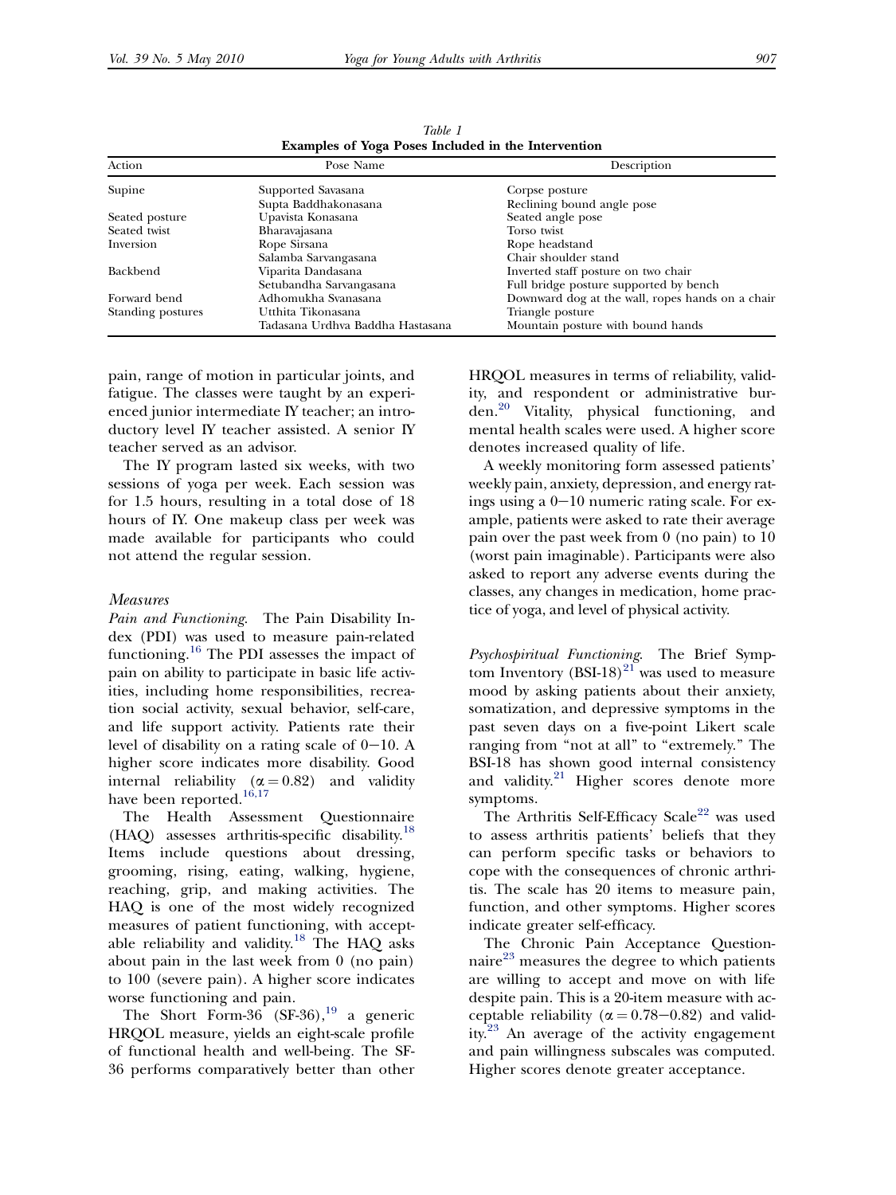Table 1
**Examples of Yoga Poses Included in the Intervention**

| Action | Pose Name | Description |
|---|---|---|
| Supine | Supported Savasana | Corpse posture |
| | Supta Baddhakonasana | Reclining bound angle pose |
| Seated posture | Upavista Konasana | Seated angle pose |
| Seated twist | Bharavajasana | Torso twist |
| Inversion | Rope Sirsana | Rope headstand |
| | Salamba Sarvangasana | Chair shoulder stand |
| Backbend | Viparita Dandasana | Inverted staff posture on two chair |
| | Setubandha Sarvangasana | Full bridge posture supported by bench |
| Forward bend | Adhomukha Svanasana | Downward dog at the wall, ropes hands on a chair |
| Standing postures | Utthita Tikonasana | Triangle posture |
| | Tadasana Urdhva Baddha Hastasana | Mountain posture with bound hands |

pain, range of motion in particular joints, and fatigue. The classes were taught by an experienced junior intermediate IY teacher; an introductory level IY teacher assisted. A senior IY teacher served as an advisor.

The IY program lasted six weeks, with two sessions of yoga per week. Each session was for 1.5 hours, resulting in a total dose of 18 hours of IY. One makeup class per week was made available for participants who could not attend the regular session.

### *Measures*

*Pain and Functioning.* The Pain Disability Index (PDI) was used to measure pain-related functioning.[16] The PDI assesses the impact of pain on ability to participate in basic life activities, including home responsibilities, recreation social activity, sexual behavior, self-care, and life support activity. Patients rate their level of disability on a rating scale of 0–10. A higher score indicates more disability. Good internal reliability ($\alpha = 0.82$) and validity have been reported.[16,17]

The Health Assessment Questionnaire (HAQ) assesses arthritis-specific disability.[18] Items include questions about dressing, grooming, rising, eating, walking, hygiene, reaching, grip, and making activities. The HAQ is one of the most widely recognized measures of patient functioning, with acceptable reliability and validity.[18] The HAQ asks about pain in the last week from 0 (no pain) to 100 (severe pain). A higher score indicates worse functioning and pain.

The Short Form-36 (SF-36),[19] a generic HRQOL measure, yields an eight-scale profile of functional health and well-being. The SF-36 performs comparatively better than other HRQOL measures in terms of reliability, validity, and respondent or administrative burden.[20] Vitality, physical functioning, and mental health scales were used. A higher score denotes increased quality of life.

A weekly monitoring form assessed patients' weekly pain, anxiety, depression, and energy ratings using a 0–10 numeric rating scale. For example, patients were asked to rate their average pain over the past week from 0 (no pain) to 10 (worst pain imaginable). Participants were also asked to report any adverse events during the classes, any changes in medication, home practice of yoga, and level of physical activity.

*Psychospiritual Functioning.* The Brief Symptom Inventory (BSI-18)[21] was used to measure mood by asking patients about their anxiety, somatization, and depressive symptoms in the past seven days on a five-point Likert scale ranging from "not at all" to "extremely." The BSI-18 has shown good internal consistency and validity.[21] Higher scores denote more symptoms.

The Arthritis Self-Efficacy Scale[22] was used to assess arthritis patients' beliefs that they can perform specific tasks or behaviors to cope with the consequences of chronic arthritis. The scale has 20 items to measure pain, function, and other symptoms. Higher scores indicate greater self-efficacy.

The Chronic Pain Acceptance Questionnaire[23] measures the degree to which patients are willing to accept and move on with life despite pain. This is a 20-item measure with acceptable reliability ($\alpha = 0.78$–$0.82$) and validity.[23] An average of the activity engagement and pain willingness subscales was computed. Higher scores denote greater acceptance.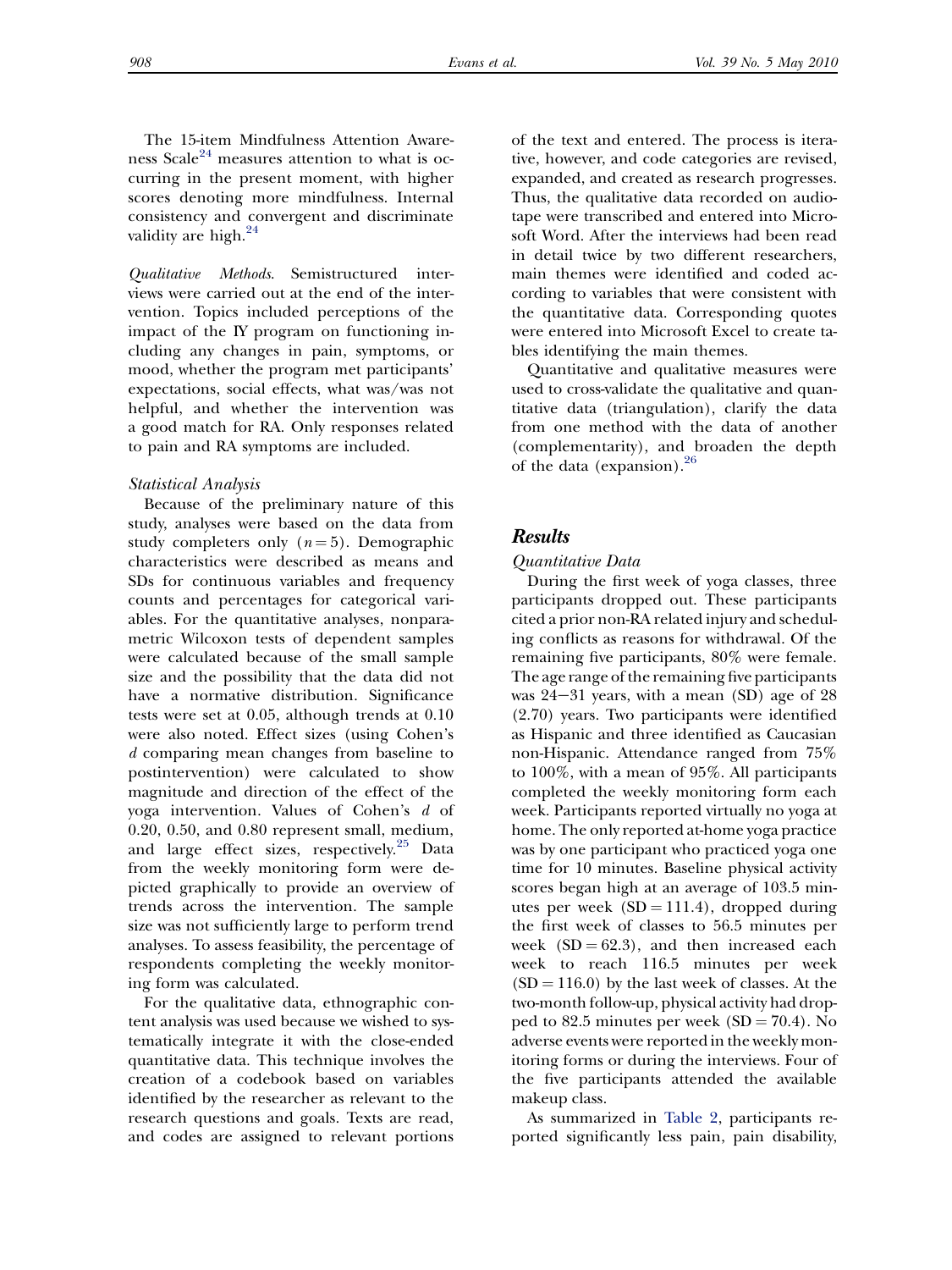The 15-item Mindfulness Attention Awareness Scale[24] measures attention to what is occurring in the present moment, with higher scores denoting more mindfulness. Internal consistency and convergent and discriminate validity are high.[24]

*Qualitative Methods*. Semistructured interviews were carried out at the end of the intervention. Topics included perceptions of the impact of the IY program on functioning including any changes in pain, symptoms, or mood, whether the program met participants' expectations, social effects, what was/was not helpful, and whether the intervention was a good match for RA. Only responses related to pain and RA symptoms are included.

### Statistical Analysis

Because of the preliminary nature of this study, analyses were based on the data from study completers only ($n = 5$). Demographic characteristics were described as means and SDs for continuous variables and frequency counts and percentages for categorical variables. For the quantitative analyses, nonparametric Wilcoxon tests of dependent samples were calculated because of the small sample size and the possibility that the data did not have a normative distribution. Significance tests were set at 0.05, although trends at 0.10 were also noted. Effect sizes (using Cohen's $d$ comparing mean changes from baseline to postintervention) were calculated to show magnitude and direction of the effect of the yoga intervention. Values of Cohen's $d$ of 0.20, 0.50, and 0.80 represent small, medium, and large effect sizes, respectively.[25] Data from the weekly monitoring form were depicted graphically to provide an overview of trends across the intervention. The sample size was not sufficiently large to perform trend analyses. To assess feasibility, the percentage of respondents completing the weekly monitoring form was calculated.

For the qualitative data, ethnographic content analysis was used because we wished to systematically integrate it with the close-ended quantitative data. This technique involves the creation of a codebook based on variables identified by the researcher as relevant to the research questions and goals. Texts are read, and codes are assigned to relevant portions of the text and entered. The process is iterative, however, and code categories are revised, expanded, and created as research progresses. Thus, the qualitative data recorded on audiotape were transcribed and entered into Microsoft Word. After the interviews had been read in detail twice by two different researchers, main themes were identified and coded according to variables that were consistent with the quantitative data. Corresponding quotes were entered into Microsoft Excel to create tables identifying the main themes.

Quantitative and qualitative measures were used to cross-validate the qualitative and quantitative data (triangulation), clarify the data from one method with the data of another (complementarity), and broaden the depth of the data (expansion).[26]

## Results

### Quantitative Data

During the first week of yoga classes, three participants dropped out. These participants cited a prior non-RA related injury and scheduling conflicts as reasons for withdrawal. Of the remaining five participants, 80% were female. The age range of the remaining five participants was 24–31 years, with a mean (SD) age of 28 (2.70) years. Two participants were identified as Hispanic and three identified as Caucasian non-Hispanic. Attendance ranged from 75% to 100%, with a mean of 95%. All participants completed the weekly monitoring form each week. Participants reported virtually no yoga at home. The only reported at-home yoga practice was by one participant who practiced yoga one time for 10 minutes. Baseline physical activity scores began high at an average of 103.5 minutes per week ($SD = 111.4$), dropped during the first week of classes to 56.5 minutes per week ($SD = 62.3$), and then increased each week to reach 116.5 minutes per week ($SD = 116.0$) by the last week of classes. At the two-month follow-up, physical activity had dropped to 82.5 minutes per week ($SD = 70.4$). No adverse events were reported in the weekly monitoring forms or during the interviews. Four of the five participants attended the available makeup class.

As summarized in Table 2, participants reported significantly less pain, pain disability,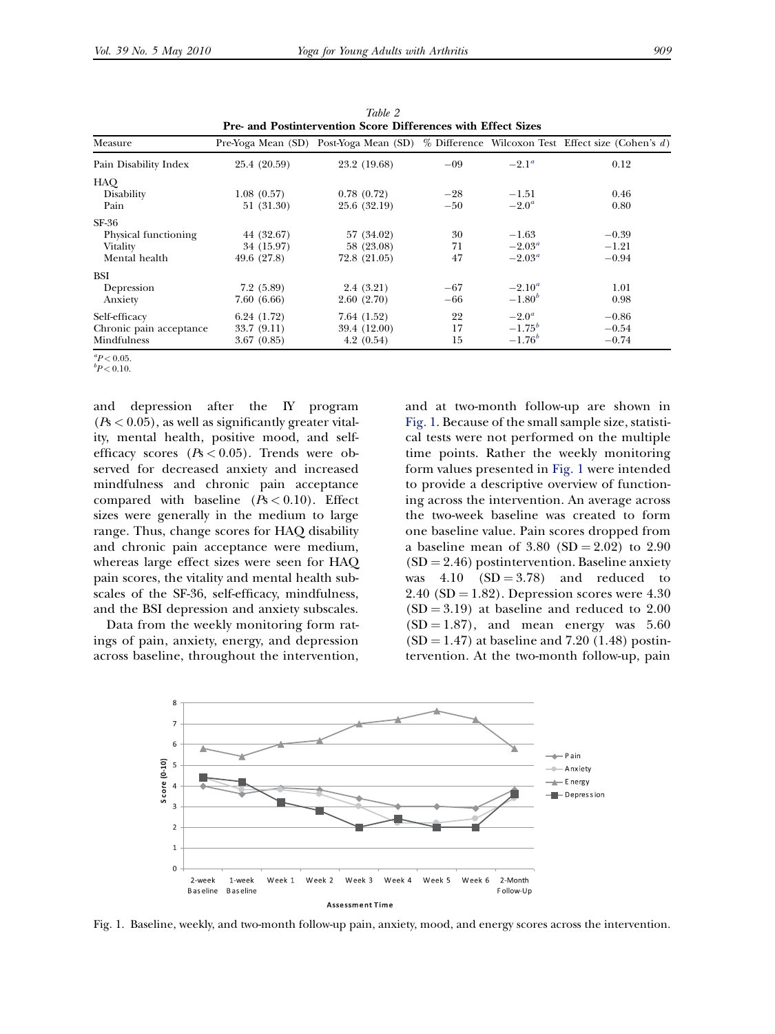*Table 2*
**Pre- and Postintervention Score Differences with Effect Sizes**

| Measure | Pre-Yoga Mean (SD) | Post-Yoga Mean (SD) | % Difference | Wilcoxon Test | Effect size (Cohen's $d$) |
|---|---|---|---|---|---|
| Pain Disability Index | 25.4 (20.59) | 23.2 (19.68) | −09 | −2.1[a] | 0.12 |
| HAQ | | | | | |
| Disability | 1.08 (0.57) | 0.78 (0.72) | −28 | −1.51 | 0.46 |
| Pain | 51 (31.30) | 25.6 (32.19) | −50 | −2.0[a] | 0.80 |
| SF-36 | | | | | |
| Physical functioning | 44 (32.67) | 57 (34.02) | 30 | −1.63 | −0.39 |
| Vitality | 34 (15.97) | 58 (23.08) | 71 | −2.03[a] | −1.21 |
| Mental health | 49.6 (27.8) | 72.8 (21.05) | 47 | −2.03[a] | −0.94 |
| BSI | | | | | |
| Depression | 7.2 (5.89) | 2.4 (3.21) | −67 | −2.10[a] | 1.01 |
| Anxiety | 7.60 (6.66) | 2.60 (2.70) | −66 | −1.80[b] | 0.98 |
| Self-efficacy | 6.24 (1.72) | 7.64 (1.52) | 22 | −2.0[a] | −0.86 |
| Chronic pain acceptance | 33.7 (9.11) | 39.4 (12.00) | 17 | −1.75[b] | −0.54 |
| Mindfulness | 3.67 (0.85) | 4.2 (0.54) | 15 | −1.76[b] | −0.74 |

[a] $P < 0.05$.
[b] $P < 0.10$.

and depression after the IY program ($P$s $< 0.05$), as well as significantly greater vitality, mental health, positive mood, and self-efficacy scores ($P$s $< 0.05$). Trends were observed for decreased anxiety and increased mindfulness and chronic pain acceptance compared with baseline ($P$s $< 0.10$). Effect sizes were generally in the medium to large range. Thus, change scores for HAQ disability and chronic pain acceptance were medium, whereas large effect sizes were seen for HAQ pain scores, the vitality and mental health subscales of the SF-36, self-efficacy, mindfulness, and the BSI depression and anxiety subscales.

Data from the weekly monitoring form ratings of pain, anxiety, energy, and depression across baseline, throughout the intervention, and at two-month follow-up are shown in Fig. 1. Because of the small sample size, statistical tests were not performed on the multiple time points. Rather the weekly monitoring form values presented in Fig. 1 were intended to provide a descriptive overview of functioning across the intervention. An average across the two-week baseline was created to form one baseline value. Pain scores dropped from a baseline mean of 3.80 (SD = 2.02) to 2.90 (SD = 2.46) postintervention. Baseline anxiety was 4.10 (SD = 3.78) and reduced to 2.40 (SD = 1.82). Depression scores were 4.30 (SD = 3.19) at baseline and reduced to 2.00 (SD = 1.87), and mean energy was 5.60 (SD = 1.47) at baseline and 7.20 (1.48) postintervention. At the two-month follow-up, pain

Fig. 1. Baseline, weekly, and two-month follow-up pain, anxiety, mood, and energy scores across the intervention.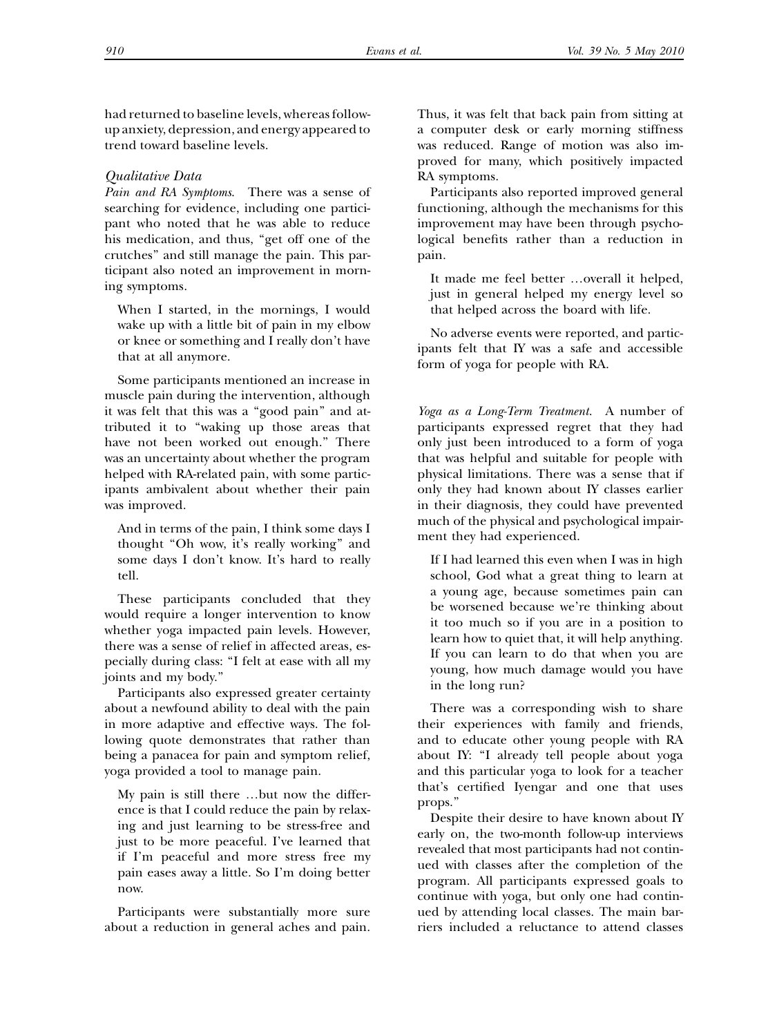had returned to baseline levels, whereas follow-up anxiety, depression, and energy appeared to trend toward baseline levels.

### *Qualitative Data*

*Pain and RA Symptoms.* There was a sense of searching for evidence, including one participant who noted that he was able to reduce his medication, and thus, "get off one of the crutches" and still manage the pain. This participant also noted an improvement in morning symptoms.

> When I started, in the mornings, I would wake up with a little bit of pain in my elbow or knee or something and I really don't have that at all anymore.

Some participants mentioned an increase in muscle pain during the intervention, although it was felt that this was a "good pain" and attributed it to "waking up those areas that have not been worked out enough." There was an uncertainty about whether the program helped with RA-related pain, with some participants ambivalent about whether their pain was improved.

> And in terms of the pain, I think some days I thought "Oh wow, it's really working" and some days I don't know. It's hard to really tell.

These participants concluded that they would require a longer intervention to know whether yoga impacted pain levels. However, there was a sense of relief in affected areas, especially during class: "I felt at ease with all my joints and my body."

Participants also expressed greater certainty about a newfound ability to deal with the pain in more adaptive and effective ways. The following quote demonstrates that rather than being a panacea for pain and symptom relief, yoga provided a tool to manage pain.

> My pain is still there …but now the difference is that I could reduce the pain by relaxing and just learning to be stress-free and just to be more peaceful. I've learned that if I'm peaceful and more stress free my pain eases away a little. So I'm doing better now.

Participants were substantially more sure about a reduction in general aches and pain. Thus, it was felt that back pain from sitting at a computer desk or early morning stiffness was reduced. Range of motion was also improved for many, which positively impacted RA symptoms.

Participants also reported improved general functioning, although the mechanisms for this improvement may have been through psychological benefits rather than a reduction in pain.

> It made me feel better …overall it helped, just in general helped my energy level so that helped across the board with life.

No adverse events were reported, and participants felt that IY was a safe and accessible form of yoga for people with RA.

*Yoga as a Long-Term Treatment.* A number of participants expressed regret that they had only just been introduced to a form of yoga that was helpful and suitable for people with physical limitations. There was a sense that if only they had known about IY classes earlier in their diagnosis, they could have prevented much of the physical and psychological impairment they had experienced.

> If I had learned this even when I was in high school, God what a great thing to learn at a young age, because sometimes pain can be worsened because we're thinking about it too much so if you are in a position to learn how to quiet that, it will help anything. If you can learn to do that when you are young, how much damage would you have in the long run?

There was a corresponding wish to share their experiences with family and friends, and to educate other young people with RA about IY: "I already tell people about yoga and this particular yoga to look for a teacher that's certified Iyengar and one that uses props."

Despite their desire to have known about IY early on, the two-month follow-up interviews revealed that most participants had not continued with classes after the completion of the program. All participants expressed goals to continue with yoga, but only one had continued by attending local classes. The main barriers included a reluctance to attend classes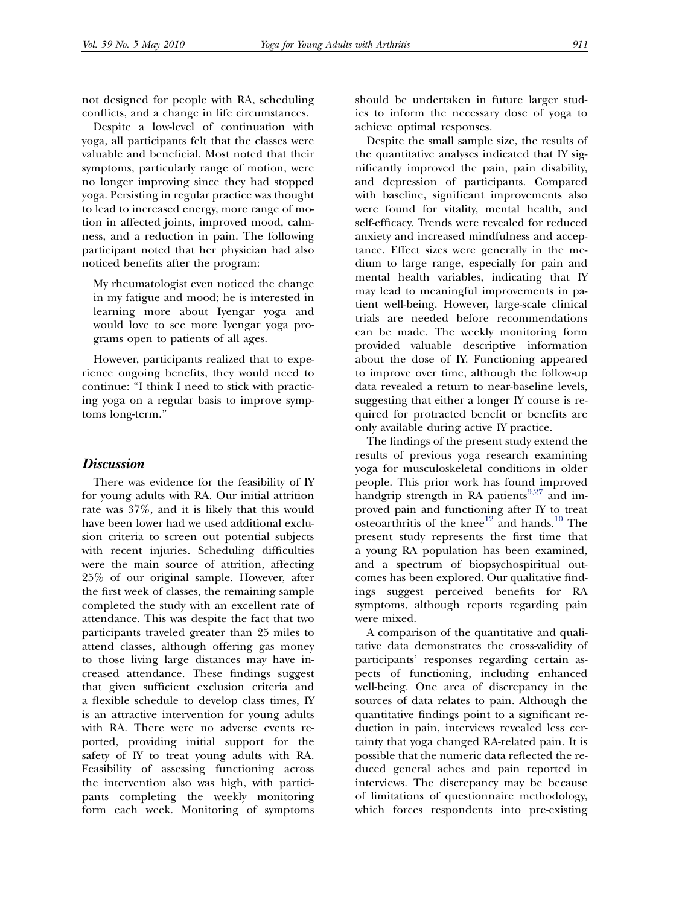not designed for people with RA, scheduling conflicts, and a change in life circumstances.

Despite a low-level of continuation with yoga, all participants felt that the classes were valuable and beneficial. Most noted that their symptoms, particularly range of motion, were no longer improving since they had stopped yoga. Persisting in regular practice was thought to lead to increased energy, more range of motion in affected joints, improved mood, calmness, and a reduction in pain. The following participant noted that her physician had also noticed benefits after the program:

> My rheumatologist even noticed the change in my fatigue and mood; he is interested in learning more about Iyengar yoga and would love to see more Iyengar yoga programs open to patients of all ages.

However, participants realized that to experience ongoing benefits, they would need to continue: "I think I need to stick with practicing yoga on a regular basis to improve symptoms long-term."

## Discussion

There was evidence for the feasibility of IY for young adults with RA. Our initial attrition rate was 37%, and it is likely that this would have been lower had we used additional exclusion criteria to screen out potential subjects with recent injuries. Scheduling difficulties were the main source of attrition, affecting 25% of our original sample. However, after the first week of classes, the remaining sample completed the study with an excellent rate of attendance. This was despite the fact that two participants traveled greater than 25 miles to attend classes, although offering gas money to those living large distances may have increased attendance. These findings suggest that given sufficient exclusion criteria and a flexible schedule to develop class times, IY is an attractive intervention for young adults with RA. There were no adverse events reported, providing initial support for the safety of IY to treat young adults with RA. Feasibility of assessing functioning across the intervention also was high, with participants completing the weekly monitoring form each week. Monitoring of symptoms should be undertaken in future larger studies to inform the necessary dose of yoga to achieve optimal responses.

Despite the small sample size, the results of the quantitative analyses indicated that IY significantly improved the pain, pain disability, and depression of participants. Compared with baseline, significant improvements also were found for vitality, mental health, and self-efficacy. Trends were revealed for reduced anxiety and increased mindfulness and acceptance. Effect sizes were generally in the medium to large range, especially for pain and mental health variables, indicating that IY may lead to meaningful improvements in patient well-being. However, large-scale clinical trials are needed before recommendations can be made. The weekly monitoring form provided valuable descriptive information about the dose of IY. Functioning appeared to improve over time, although the follow-up data revealed a return to near-baseline levels, suggesting that either a longer IY course is required for protracted benefit or benefits are only available during active IY practice.

The findings of the present study extend the results of previous yoga research examining yoga for musculoskeletal conditions in older people. This prior work has found improved handgrip strength in RA patients[9,27] and improved pain and functioning after IY to treat osteoarthritis of the knee[12] and hands.[10] The present study represents the first time that a young RA population has been examined, and a spectrum of biopsychospiritual outcomes has been explored. Our qualitative findings suggest perceived benefits for RA symptoms, although reports regarding pain were mixed.

A comparison of the quantitative and qualitative data demonstrates the cross-validity of participants' responses regarding certain aspects of functioning, including enhanced well-being. One area of discrepancy in the sources of data relates to pain. Although the quantitative findings point to a significant reduction in pain, interviews revealed less certainty that yoga changed RA-related pain. It is possible that the numeric data reflected the reduced general aches and pain reported in interviews. The discrepancy may be because of limitations of questionnaire methodology, which forces respondents into pre-existing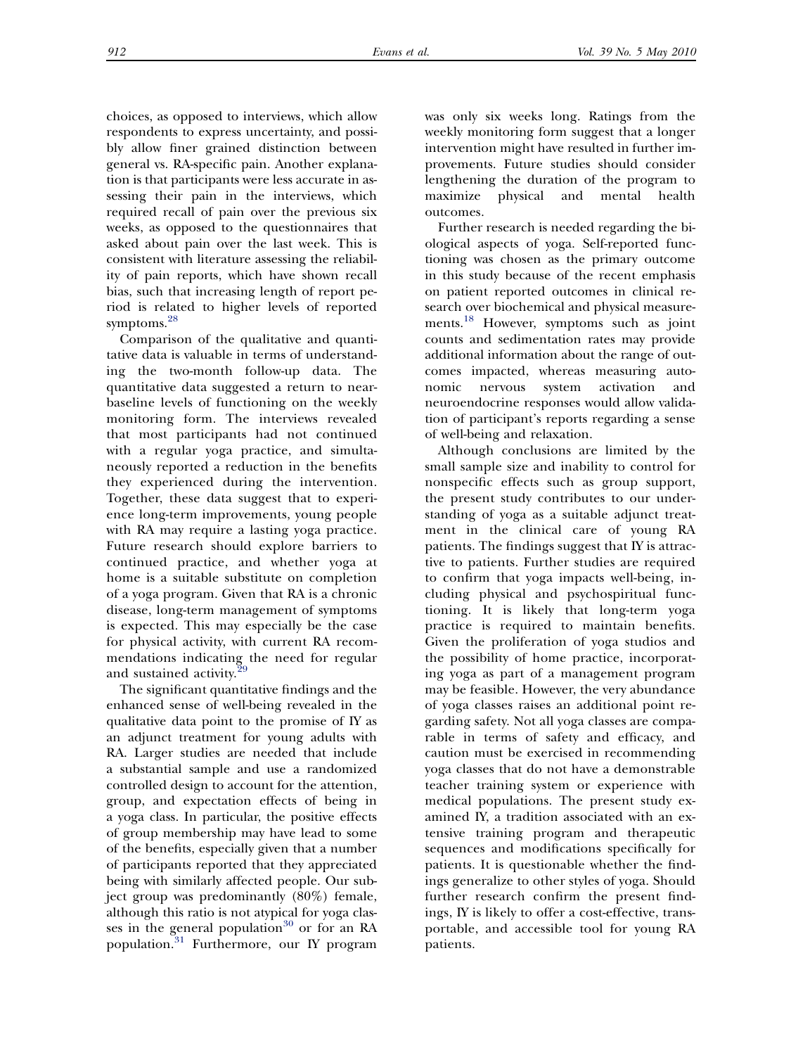choices, as opposed to interviews, which allow respondents to express uncertainty, and possibly allow finer grained distinction between general vs. RA-specific pain. Another explanation is that participants were less accurate in assessing their pain in the interviews, which required recall of pain over the previous six weeks, as opposed to the questionnaires that asked about pain over the last week. This is consistent with literature assessing the reliability of pain reports, which have shown recall bias, such that increasing length of report period is related to higher levels of reported symptoms.[28]

Comparison of the qualitative and quantitative data is valuable in terms of understanding the two-month follow-up data. The quantitative data suggested a return to near-baseline levels of functioning on the weekly monitoring form. The interviews revealed that most participants had not continued with a regular yoga practice, and simultaneously reported a reduction in the benefits they experienced during the intervention. Together, these data suggest that to experience long-term improvements, young people with RA may require a lasting yoga practice. Future research should explore barriers to continued practice, and whether yoga at home is a suitable substitute on completion of a yoga program. Given that RA is a chronic disease, long-term management of symptoms is expected. This may especially be the case for physical activity, with current RA recommendations indicating the need for regular and sustained activity.[29]

The significant quantitative findings and the enhanced sense of well-being revealed in the qualitative data point to the promise of IY as an adjunct treatment for young adults with RA. Larger studies are needed that include a substantial sample and use a randomized controlled design to account for the attention, group, and expectation effects of being in a yoga class. In particular, the positive effects of group membership may have lead to some of the benefits, especially given that a number of participants reported that they appreciated being with similarly affected people. Our subject group was predominantly (80%) female, although this ratio is not atypical for yoga classes in the general population[30] or for an RA population.[31] Furthermore, our IY program was only six weeks long. Ratings from the weekly monitoring form suggest that a longer intervention might have resulted in further improvements. Future studies should consider lengthening the duration of the program to maximize physical and mental health outcomes.

Further research is needed regarding the biological aspects of yoga. Self-reported functioning was chosen as the primary outcome in this study because of the recent emphasis on patient reported outcomes in clinical research over biochemical and physical measurements.[18] However, symptoms such as joint counts and sedimentation rates may provide additional information about the range of outcomes impacted, whereas measuring autonomic nervous system activation and neuroendocrine responses would allow validation of participant's reports regarding a sense of well-being and relaxation.

Although conclusions are limited by the small sample size and inability to control for nonspecific effects such as group support, the present study contributes to our understanding of yoga as a suitable adjunct treatment in the clinical care of young RA patients. The findings suggest that IY is attractive to patients. Further studies are required to confirm that yoga impacts well-being, including physical and psychospiritual functioning. It is likely that long-term yoga practice is required to maintain benefits. Given the proliferation of yoga studios and the possibility of home practice, incorporating yoga as part of a management program may be feasible. However, the very abundance of yoga classes raises an additional point regarding safety. Not all yoga classes are comparable in terms of safety and efficacy, and caution must be exercised in recommending yoga classes that do not have a demonstrable teacher training system or experience with medical populations. The present study examined IY, a tradition associated with an extensive training program and therapeutic sequences and modifications specifically for patients. It is questionable whether the findings generalize to other styles of yoga. Should further research confirm the present findings, IY is likely to offer a cost-effective, transportable, and accessible tool for young RA patients.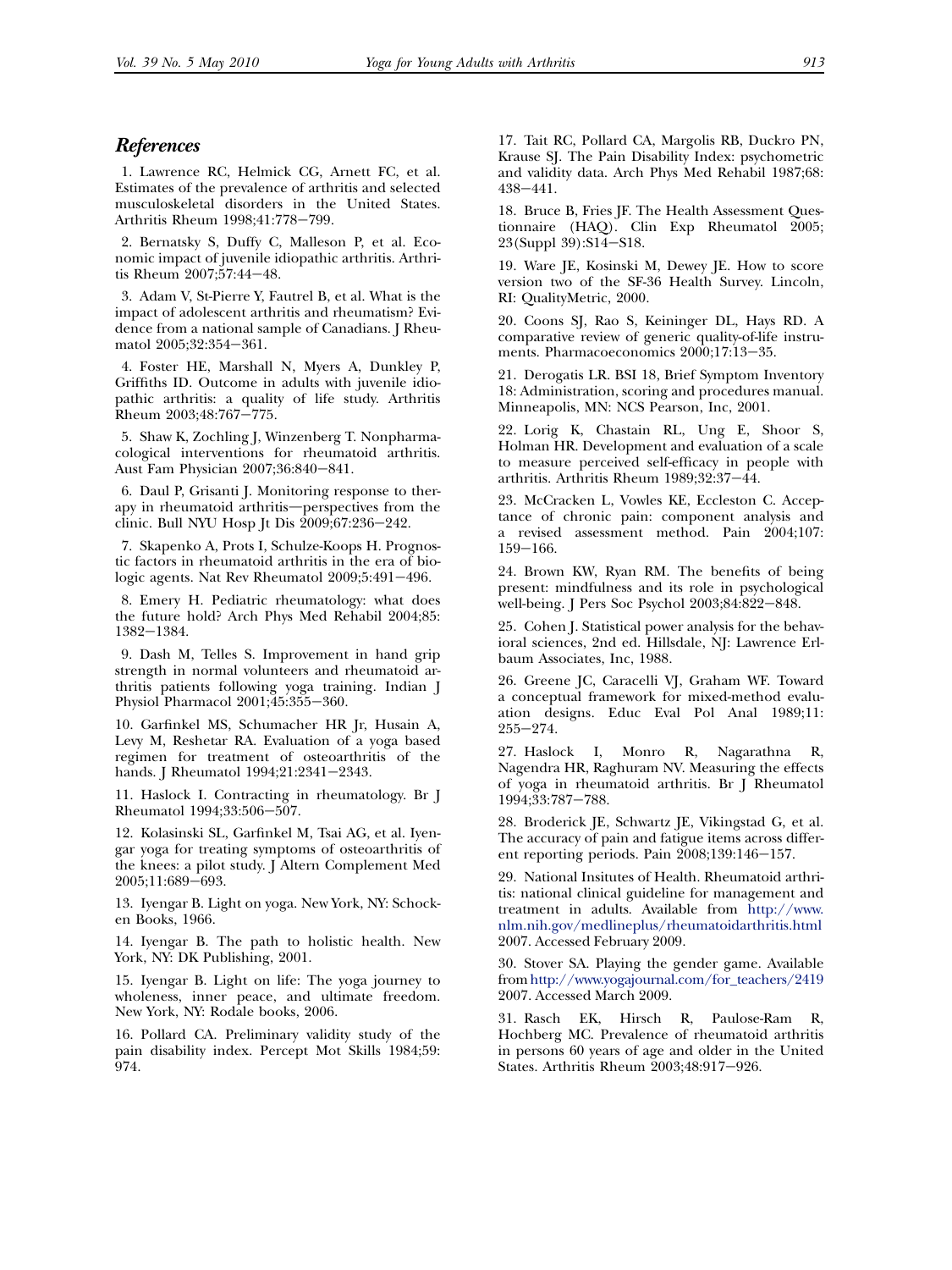## References

1. Lawrence RC, Helmick CG, Arnett FC, et al. Estimates of the prevalence of arthritis and selected musculoskeletal disorders in the United States. Arthritis Rheum 1998;41:778–799.

2. Bernatsky S, Duffy C, Malleson P, et al. Economic impact of juvenile idiopathic arthritis. Arthritis Rheum 2007;57:44–48.

3. Adam V, St-Pierre Y, Fautrel B, et al. What is the impact of adolescent arthritis and rheumatism? Evidence from a national sample of Canadians. J Rheumatol 2005;32:354–361.

4. Foster HE, Marshall N, Myers A, Dunkley P, Griffiths ID. Outcome in adults with juvenile idiopathic arthritis: a quality of life study. Arthritis Rheum 2003;48:767–775.

5. Shaw K, Zochling J, Winzenberg T. Nonpharmacological interventions for rheumatoid arthritis. Aust Fam Physician 2007;36:840–841.

6. Daul P, Grisanti J. Monitoring response to therapy in rheumatoid arthritis—perspectives from the clinic. Bull NYU Hosp Jt Dis 2009;67:236–242.

7. Skapenko A, Prots I, Schulze-Koops H. Prognostic factors in rheumatoid arthritis in the era of biologic agents. Nat Rev Rheumatol 2009;5:491–496.

8. Emery H. Pediatric rheumatology: what does the future hold? Arch Phys Med Rehabil 2004;85: 1382–1384.

9. Dash M, Telles S. Improvement in hand grip strength in normal volunteers and rheumatoid arthritis patients following yoga training. Indian J Physiol Pharmacol 2001;45:355–360.

10. Garfinkel MS, Schumacher HR Jr, Husain A, Levy M, Reshetar RA. Evaluation of a yoga based regimen for treatment of osteoarthritis of the hands. J Rheumatol 1994;21:2341–2343.

11. Haslock I. Contracting in rheumatology. Br J Rheumatol 1994;33:506–507.

12. Kolasinski SL, Garfinkel M, Tsai AG, et al. Iyengar yoga for treating symptoms of osteoarthritis of the knees: a pilot study. J Altern Complement Med 2005;11:689–693.

13. Iyengar B. Light on yoga. New York, NY: Schocken Books, 1966.

14. Iyengar B. The path to holistic health. New York, NY: DK Publishing, 2001.

15. Iyengar B. Light on life: The yoga journey to wholeness, inner peace, and ultimate freedom. New York, NY: Rodale books, 2006.

16. Pollard CA. Preliminary validity study of the pain disability index. Percept Mot Skills 1984;59: 974.

17. Tait RC, Pollard CA, Margolis RB, Duckro PN, Krause SJ. The Pain Disability Index: psychometric and validity data. Arch Phys Med Rehabil 1987;68: 438–441.

18. Bruce B, Fries JF. The Health Assessment Questionnaire (HAQ). Clin Exp Rheumatol 2005; 23(Suppl 39):S14–S18.

19. Ware JE, Kosinski M, Dewey JE. How to score version two of the SF-36 Health Survey. Lincoln, RI: QualityMetric, 2000.

20. Coons SJ, Rao S, Keininger DL, Hays RD. A comparative review of generic quality-of-life instruments. Pharmacoeconomics 2000;17:13–35.

21. Derogatis LR. BSI 18, Brief Symptom Inventory 18: Administration, scoring and procedures manual. Minneapolis, MN: NCS Pearson, Inc, 2001.

22. Lorig K, Chastain RL, Ung E, Shoor S, Holman HR. Development and evaluation of a scale to measure perceived self-efficacy in people with arthritis. Arthritis Rheum 1989;32:37–44.

23. McCracken L, Vowles KE, Eccleston C. Acceptance of chronic pain: component analysis and a revised assessment method. Pain 2004;107: 159–166.

24. Brown KW, Ryan RM. The benefits of being present: mindfulness and its role in psychological well-being. J Pers Soc Psychol 2003;84:822–848.

25. Cohen J. Statistical power analysis for the behavioral sciences, 2nd ed. Hillsdale, NJ: Lawrence Erlbaum Associates, Inc, 1988.

26. Greene JC, Caracelli VJ, Graham WF. Toward a conceptual framework for mixed-method evaluation designs. Educ Eval Pol Anal 1989;11: 255–274.

27. Haslock I, Monro R, Nagarathna R, Nagendra HR, Raghuram NV. Measuring the effects of yoga in rheumatoid arthritis. Br J Rheumatol 1994;33:787–788.

28. Broderick JE, Schwartz JE, Vikingstad G, et al. The accuracy of pain and fatigue items across different reporting periods. Pain 2008;139:146–157.

29. National Insitutes of Health. Rheumatoid arthritis: national clinical guideline for management and treatment in adults. Available from http://www.nlm.nih.gov/medlineplus/rheumatoidarthritis.html 2007. Accessed February 2009.

30. Stover SA. Playing the gender game. Available from http://www.yogajournal.com/for_teachers/2419 2007. Accessed March 2009.

31. Rasch EK, Hirsch R, Paulose-Ram R, Hochberg MC. Prevalence of rheumatoid arthritis in persons 60 years of age and older in the United States. Arthritis Rheum 2003;48:917–926.